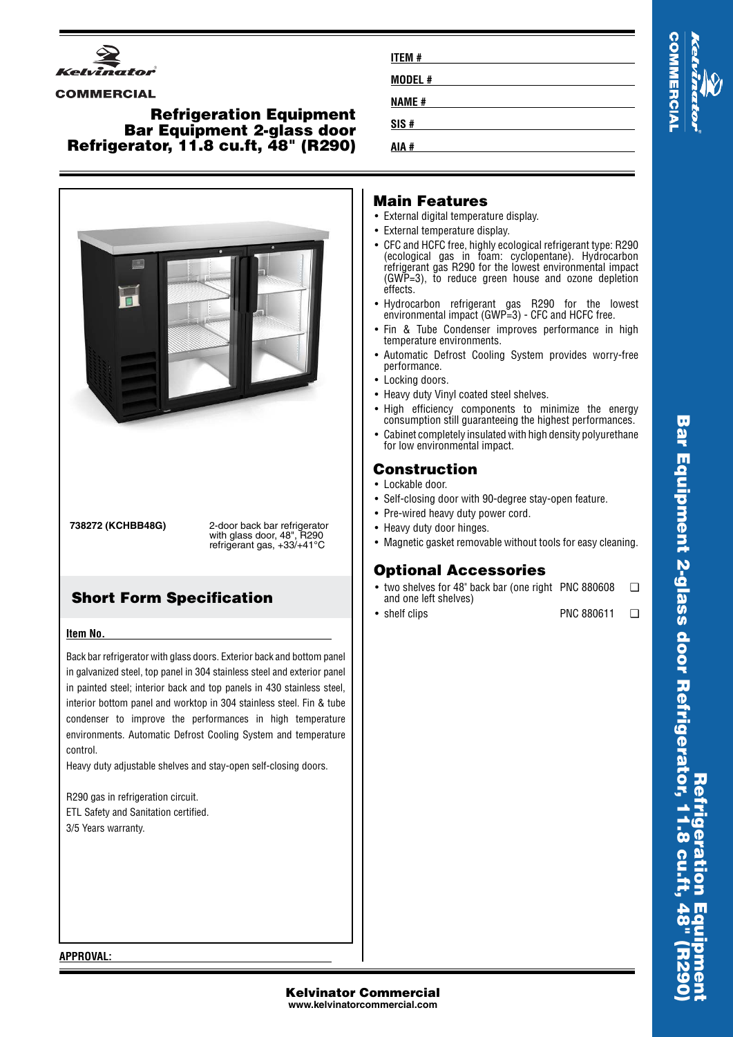**Kelvinator**
**COMMERCIAL**

# Refrigeration Equipment
# Bar Equipment 2-glass door Refrigerator, 11.8 cu.ft, 48" (R290)

**ITEM #** ______________________

**MODEL #** ______________________

**NAME #** ______________________

**SIS #** ______________________

**AIA #** ______________________

| | |
|---|---|
| **738272 (KCHBB48G)** | 2-door back bar refrigerator with glass door, 48", R290 refrigerant gas, +33/+41°C |

## Short Form Specification

**Item No.** ______________________

Back bar refrigerator with glass doors. Exterior back and bottom panel in galvanized steel, top panel in 304 stainless steel and exterior panel in painted steel; interior back and top panels in 430 stainless steel, interior bottom panel and worktop in 304 stainless steel. Fin & tube condenser to improve the performances in high temperature environments. Automatic Defrost Cooling System and temperature control.

Heavy duty adjustable shelves and stay-open self-closing doors.

R290 gas in refrigeration circuit.
ETL Safety and Sanitation certified.
3/5 Years warranty.

## Main Features

- External digital temperature display.
- External temperature display.
- CFC and HCFC free, highly ecological refrigerant type: R290 (ecological gas in foam: cyclopentane). Hydrocarbon refrigerant gas R290 for the lowest environmental impact (GWP=3), to reduce green house and ozone depletion effects.
- Hydrocarbon refrigerant gas R290 for the lowest environmental impact (GWP=3) - CFC and HCFC free.
- Fin & Tube Condenser improves performance in high temperature environments.
- Automatic Defrost Cooling System provides worry-free performance.
- Locking doors.
- Heavy duty Vinyl coated steel shelves.
- High efficiency components to minimize the energy consumption still guaranteeing the highest performances.
- Cabinet completely insulated with high density polyurethane for low environmental impact.

## Construction

- Lockable door.
- Self-closing door with 90-degree stay-open feature.
- Pre-wired heavy duty power cord.
- Heavy duty door hinges.
- Magnetic gasket removable without tools for easy cleaning.

## Optional Accessories

- two shelves for 48" back bar (one right and one left shelves) — PNC 880608 ❑
- shelf clips — PNC 880611 ❑

**APPROVAL:** ______________________

**Kelvinator Commercial**
**www.kelvinatorcommercial.com**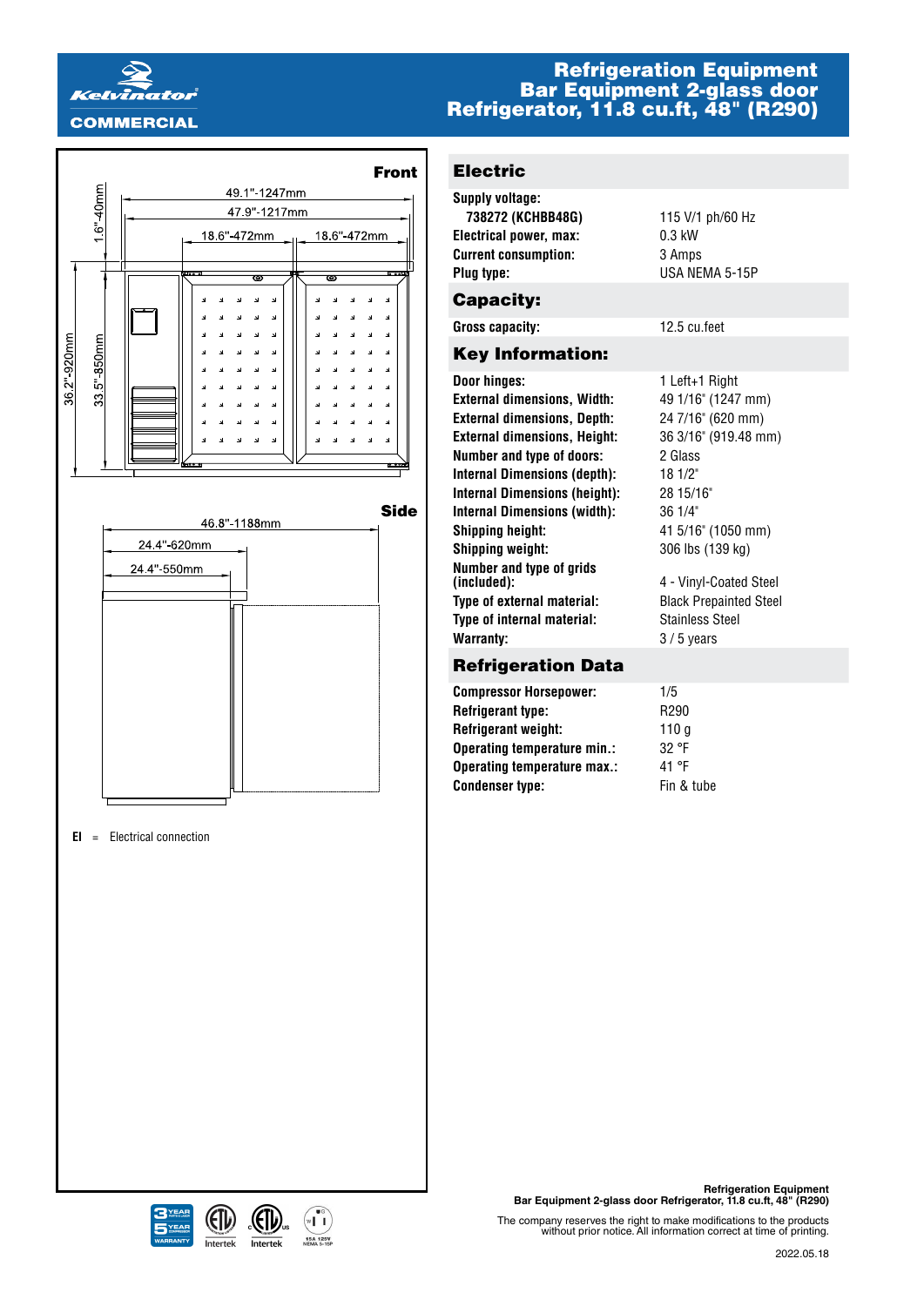# Refrigeration Equipment
# Bar Equipment 2-glass door Refrigerator, 11.8 cu.ft, 48" (R290)

Kelvinator COMMERCIAL

## Front

49.1"-1247mm
47.9"-1217mm
18.6"-472mm
18.6"-472mm
1.6"-40mm
36.2"-920mm
33.5"-850mm

## Side

46.8"-1188mm
24.4"-620mm
24.4"-550mm

**El** = Electrical connection

## Electric

| | |
|---|---|
| **Supply voltage:** | |
| **738272 (KCHBB48G)** | 115 V/1 ph/60 Hz |
| **Electrical power, max:** | 0.3 kW |
| **Current consumption:** | 3 Amps |
| **Plug type:** | USA NEMA 5-15P |

## Capacity:

| | |
|---|---|
| **Gross capacity:** | 12.5 cu.feet |

## Key Information:

| | |
|---|---|
| **Door hinges:** | 1 Left+1 Right |
| **External dimensions, Width:** | 49 1/16" (1247 mm) |
| **External dimensions, Depth:** | 24 7/16" (620 mm) |
| **External dimensions, Height:** | 36 3/16" (919.48 mm) |
| **Number and type of doors:** | 2 Glass |
| **Internal Dimensions (depth):** | 18 1/2" |
| **Internal Dimensions (height):** | 28 15/16" |
| **Internal Dimensions (width):** | 36 1/4" |
| **Shipping height:** | 41 5/16" (1050 mm) |
| **Shipping weight:** | 306 lbs (139 kg) |
| **Number and type of grids (included):** | 4 - Vinyl-Coated Steel |
| **Type of external material:** | Black Prepainted Steel |
| **Type of internal material:** | Stainless Steel |
| **Warranty:** | 3 / 5 years |

## Refrigeration Data

| | |
|---|---|
| **Compressor Horsepower:** | 1/5 |
| **Refrigerant type:** | R290 |
| **Refrigerant weight:** | 110 g |
| **Operating temperature min.:** | 32 °F |
| **Operating temperature max.:** | 41 °F |
| **Condenser type:** | Fin & tube |

3 YEAR PARTS & LABOR
5 YEAR COMPRESSOR
WARRANTY

Intertek
Intertek
15A 125V NEMA 5-15P

**Refrigeration Equipment**
**Bar Equipment 2-glass door Refrigerator, 11.8 cu.ft, 48" (R290)**

The company reserves the right to make modifications to the products without prior notice. All information correct at time of printing.

2022.05.18